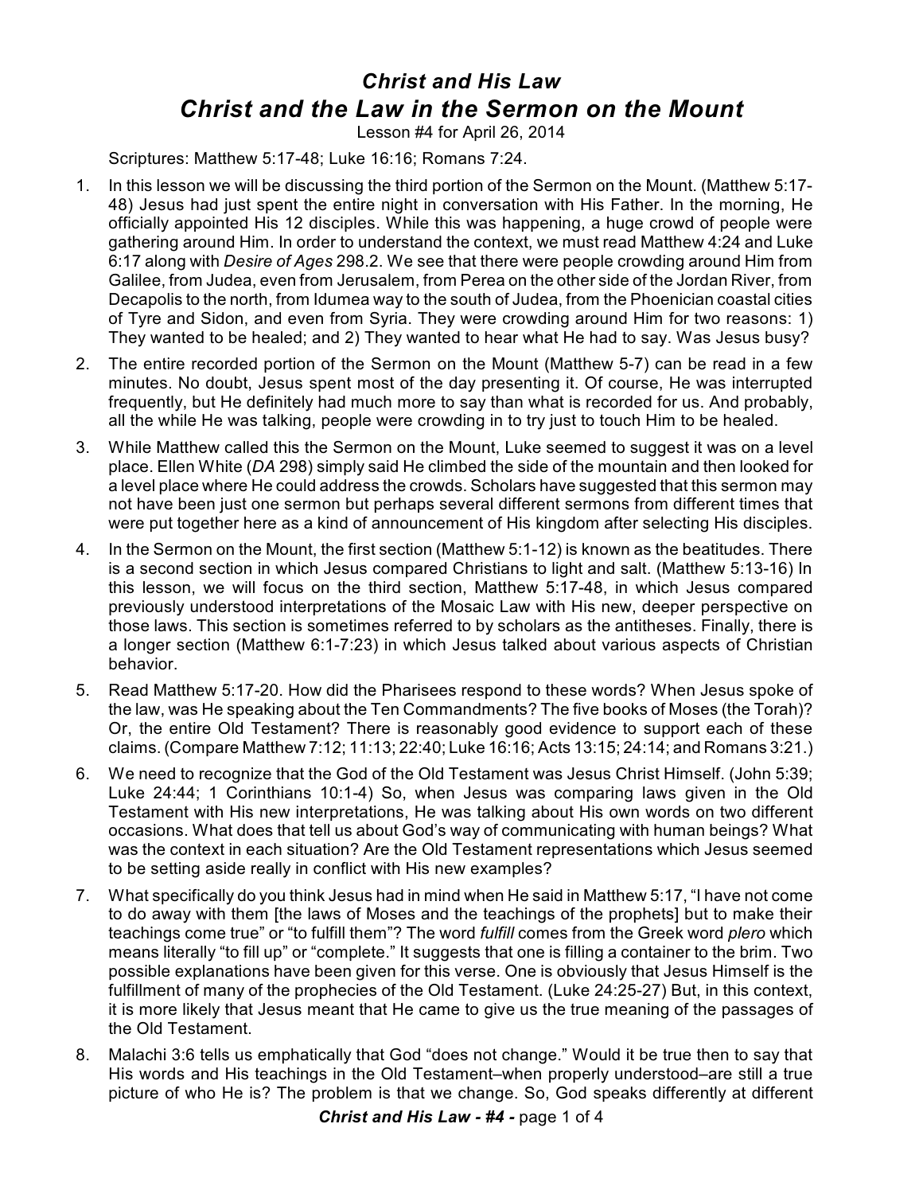# *Christ and His Law*

## *Christ and the Law in the Sermon on the Mount*

Lesson #4 for April 26, 2014

Scriptures: Matthew 5:17-48; Luke 16:16; Romans 7:24.

1. In this lesson we will be discussing the third portion of the Sermon on the Mount. (Matthew 5:17-48) Jesus had just spent the entire night in conversation with His Father. In the morning, He officially appointed His 12 disciples. While this was happening, a huge crowd of people were gathering around Him. In order to understand the context, we must read Matthew 4:24 and Luke 6:17 along with *Desire of Ages* 298.2. We see that there were people crowding around Him from Galilee, from Judea, even from Jerusalem, from Perea on the other side of the Jordan River, from Decapolis to the north, from Idumea way to the south of Judea, from the Phoenician coastal cities of Tyre and Sidon, and even from Syria. They were crowding around Him for two reasons: 1) They wanted to be healed; and 2) They wanted to hear what He had to say. Was Jesus busy?

2. The entire recorded portion of the Sermon on the Mount (Matthew 5-7) can be read in a few minutes. No doubt, Jesus spent most of the day presenting it. Of course, He was interrupted frequently, but He definitely had much more to say than what is recorded for us. And probably, all the while He was talking, people were crowding in to try just to touch Him to be healed.

3. While Matthew called this the Sermon on the Mount, Luke seemed to suggest it was on a level place. Ellen White (*DA* 298) simply said He climbed the side of the mountain and then looked for a level place where He could address the crowds. Scholars have suggested that this sermon may not have been just one sermon but perhaps several different sermons from different times that were put together here as a kind of announcement of His kingdom after selecting His disciples.

4. In the Sermon on the Mount, the first section (Matthew 5:1-12) is known as the beatitudes. There is a second section in which Jesus compared Christians to light and salt. (Matthew 5:13-16) In this lesson, we will focus on the third section, Matthew 5:17-48, in which Jesus compared previously understood interpretations of the Mosaic Law with His new, deeper perspective on those laws. This section is sometimes referred to by scholars as the antitheses. Finally, there is a longer section (Matthew 6:1-7:23) in which Jesus talked about various aspects of Christian behavior.

5. Read Matthew 5:17-20. How did the Pharisees respond to these words? When Jesus spoke of the law, was He speaking about the Ten Commandments? The five books of Moses (the Torah)? Or, the entire Old Testament? There is reasonably good evidence to support each of these claims. (Compare Matthew 7:12; 11:13; 22:40; Luke 16:16; Acts 13:15; 24:14; and Romans 3:21.)

6. We need to recognize that the God of the Old Testament was Jesus Christ Himself. (John 5:39; Luke 24:44; 1 Corinthians 10:1-4) So, when Jesus was comparing laws given in the Old Testament with His new interpretations, He was talking about His own words on two different occasions. What does that tell us about God's way of communicating with human beings? What was the context in each situation? Are the Old Testament representations which Jesus seemed to be setting aside really in conflict with His new examples?

7. What specifically do you think Jesus had in mind when He said in Matthew 5:17, "I have not come to do away with them [the laws of Moses and the teachings of the prophets] but to make their teachings come true" or "to fulfill them"? The word *fulfill* comes from the Greek word *plero* which means literally "to fill up" or "complete." It suggests that one is filling a container to the brim. Two possible explanations have been given for this verse. One is obviously that Jesus Himself is the fulfillment of many of the prophecies of the Old Testament. (Luke 24:25-27) But, in this context, it is more likely that Jesus meant that He came to give us the true meaning of the passages of the Old Testament.

8. Malachi 3:6 tells us emphatically that God "does not change." Would it be true then to say that His words and His teachings in the Old Testament–when properly understood–are still a true picture of who He is? The problem is that we change. So, God speaks differently at different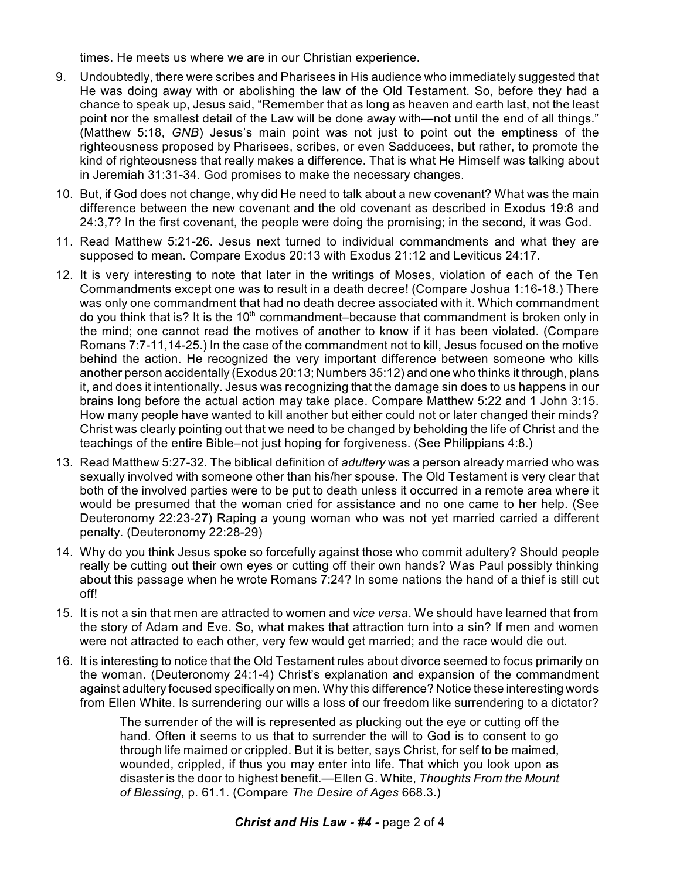times. He meets us where we are in our Christian experience.

9. Undoubtedly, there were scribes and Pharisees in His audience who immediately suggested that He was doing away with or abolishing the law of the Old Testament. So, before they had a chance to speak up, Jesus said, "Remember that as long as heaven and earth last, not the least point nor the smallest detail of the Law will be done away with—not until the end of all things." (Matthew 5:18, *GNB*) Jesus's main point was not just to point out the emptiness of the righteousness proposed by Pharisees, scribes, or even Sadducees, but rather, to promote the kind of righteousness that really makes a difference. That is what He Himself was talking about in Jeremiah 31:31-34. God promises to make the necessary changes.

10. But, if God does not change, why did He need to talk about a new covenant? What was the main difference between the new covenant and the old covenant as described in Exodus 19:8 and 24:3,7? In the first covenant, the people were doing the promising; in the second, it was God.

11. Read Matthew 5:21-26. Jesus next turned to individual commandments and what they are supposed to mean. Compare Exodus 20:13 with Exodus 21:12 and Leviticus 24:17.

12. It is very interesting to note that later in the writings of Moses, violation of each of the Ten Commandments except one was to result in a death decree! (Compare Joshua 1:16-18.) There was only one commandment that had no death decree associated with it. Which commandment do you think that is? It is the 10th commandment–because that commandment is broken only in the mind; one cannot read the motives of another to know if it has been violated. (Compare Romans 7:7-11,14-25.) In the case of the commandment not to kill, Jesus focused on the motive behind the action. He recognized the very important difference between someone who kills another person accidentally (Exodus 20:13; Numbers 35:12) and one who thinks it through, plans it, and does it intentionally. Jesus was recognizing that the damage sin does to us happens in our brains long before the actual action may take place. Compare Matthew 5:22 and 1 John 3:15. How many people have wanted to kill another but either could not or later changed their minds? Christ was clearly pointing out that we need to be changed by beholding the life of Christ and the teachings of the entire Bible–not just hoping for forgiveness. (See Philippians 4:8.)

13. Read Matthew 5:27-32. The biblical definition of *adultery* was a person already married who was sexually involved with someone other than his/her spouse. The Old Testament is very clear that both of the involved parties were to be put to death unless it occurred in a remote area where it would be presumed that the woman cried for assistance and no one came to her help. (See Deuteronomy 22:23-27) Raping a young woman who was not yet married carried a different penalty. (Deuteronomy 22:28-29)

14. Why do you think Jesus spoke so forcefully against those who commit adultery? Should people really be cutting out their own eyes or cutting off their own hands? Was Paul possibly thinking about this passage when he wrote Romans 7:24? In some nations the hand of a thief is still cut off!

15. It is not a sin that men are attracted to women and *vice versa*. We should have learned that from the story of Adam and Eve. So, what makes that attraction turn into a sin? If men and women were not attracted to each other, very few would get married; and the race would die out.

16. It is interesting to notice that the Old Testament rules about divorce seemed to focus primarily on the woman. (Deuteronomy 24:1-4) Christ's explanation and expansion of the commandment against adultery focused specifically on men. Why this difference? Notice these interesting words from Ellen White. Is surrendering our wills a loss of our freedom like surrendering to a dictator?

> The surrender of the will is represented as plucking out the eye or cutting off the hand. Often it seems to us that to surrender the will to God is to consent to go through life maimed or crippled. But it is better, says Christ, for self to be maimed, wounded, crippled, if thus you may enter into life. That which you look upon as disaster is the door to highest benefit.—Ellen G. White, *Thoughts From the Mount of Blessing*, p. 61.1. (Compare *The Desire of Ages* 668.3.)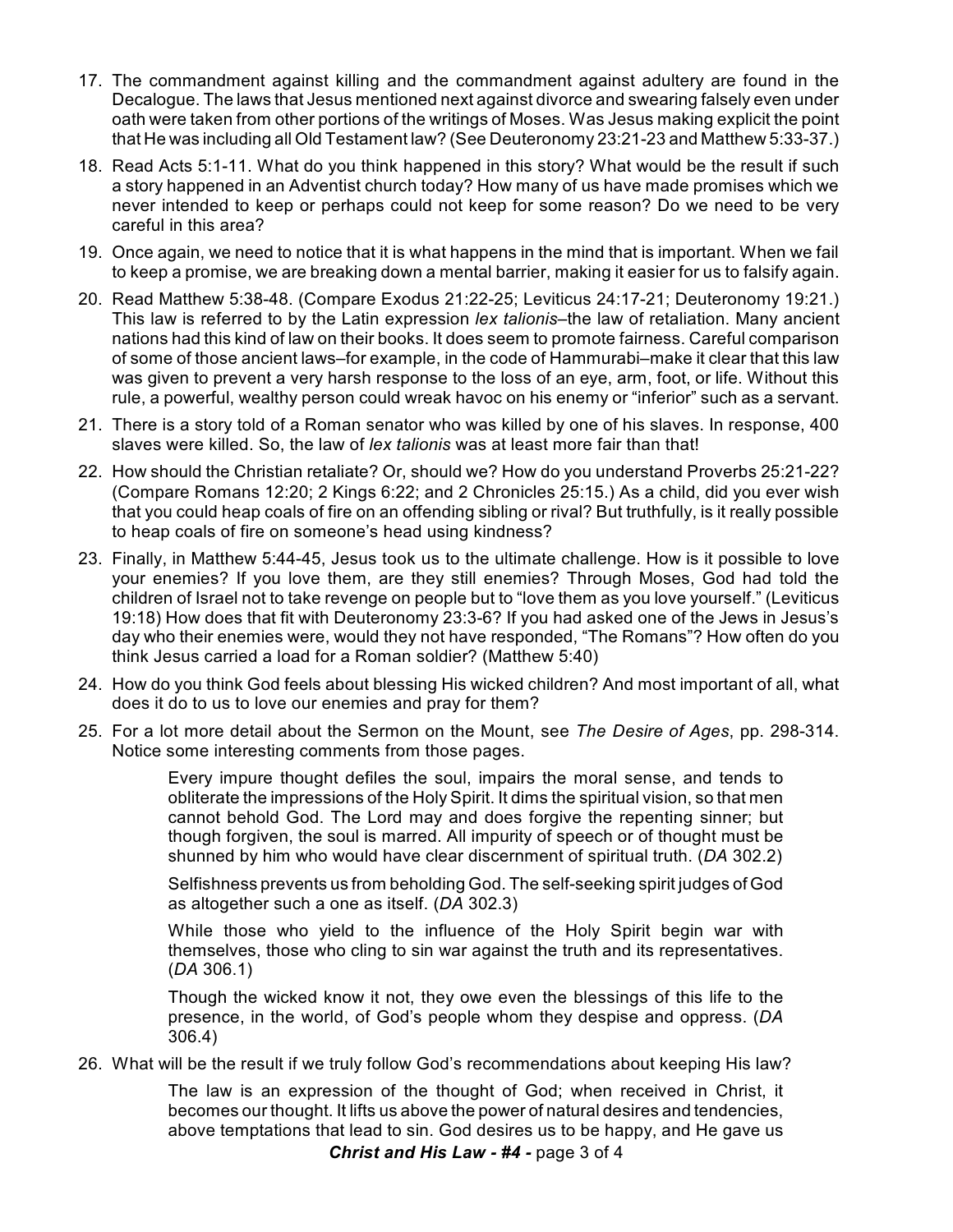17. The commandment against killing and the commandment against adultery are found in the Decalogue. The laws that Jesus mentioned next against divorce and swearing falsely even under oath were taken from other portions of the writings of Moses. Was Jesus making explicit the point that He was including all Old Testament law? (See Deuteronomy 23:21-23 and Matthew 5:33-37.)

18. Read Acts 5:1-11. What do you think happened in this story? What would be the result if such a story happened in an Adventist church today? How many of us have made promises which we never intended to keep or perhaps could not keep for some reason? Do we need to be very careful in this area?

19. Once again, we need to notice that it is what happens in the mind that is important. When we fail to keep a promise, we are breaking down a mental barrier, making it easier for us to falsify again.

20. Read Matthew 5:38-48. (Compare Exodus 21:22-25; Leviticus 24:17-21; Deuteronomy 19:21.) This law is referred to by the Latin expression *lex talionis*–the law of retaliation. Many ancient nations had this kind of law on their books. It does seem to promote fairness. Careful comparison of some of those ancient laws–for example, in the code of Hammurabi–make it clear that this law was given to prevent a very harsh response to the loss of an eye, arm, foot, or life. Without this rule, a powerful, wealthy person could wreak havoc on his enemy or "inferior" such as a servant.

21. There is a story told of a Roman senator who was killed by one of his slaves. In response, 400 slaves were killed. So, the law of *lex talionis* was at least more fair than that!

22. How should the Christian retaliate? Or, should we? How do you understand Proverbs 25:21-22? (Compare Romans 12:20; 2 Kings 6:22; and 2 Chronicles 25:15.) As a child, did you ever wish that you could heap coals of fire on an offending sibling or rival? But truthfully, is it really possible to heap coals of fire on someone's head using kindness?

23. Finally, in Matthew 5:44-45, Jesus took us to the ultimate challenge. How is it possible to love your enemies? If you love them, are they still enemies? Through Moses, God had told the children of Israel not to take revenge on people but to "love them as you love yourself." (Leviticus 19:18) How does that fit with Deuteronomy 23:3-6? If you had asked one of the Jews in Jesus's day who their enemies were, would they not have responded, "The Romans"? How often do you think Jesus carried a load for a Roman soldier? (Matthew 5:40)

24. How do you think God feels about blessing His wicked children? And most important of all, what does it do to us to love our enemies and pray for them?

25. For a lot more detail about the Sermon on the Mount, see *The Desire of Ages*, pp. 298-314. Notice some interesting comments from those pages.

    > Every impure thought defiles the soul, impairs the moral sense, and tends to obliterate the impressions of the Holy Spirit. It dims the spiritual vision, so that men cannot behold God. The Lord may and does forgive the repenting sinner; but though forgiven, the soul is marred. All impurity of speech or of thought must be shunned by him who would have clear discernment of spiritual truth. (*DA* 302.2)
    >
    > Selfishness prevents us from beholding God. The self-seeking spirit judges of God as altogether such a one as itself. (*DA* 302.3)
    >
    > While those who yield to the influence of the Holy Spirit begin war with themselves, those who cling to sin war against the truth and its representatives. (*DA* 306.1)
    >
    > Though the wicked know it not, they owe even the blessings of this life to the presence, in the world, of God's people whom they despise and oppress. (*DA* 306.4)

26. What will be the result if we truly follow God's recommendations about keeping His law?

    > The law is an expression of the thought of God; when received in Christ, it becomes our thought. It lifts us above the power of natural desires and tendencies, above temptations that lead to sin. God desires us to be happy, and He gave us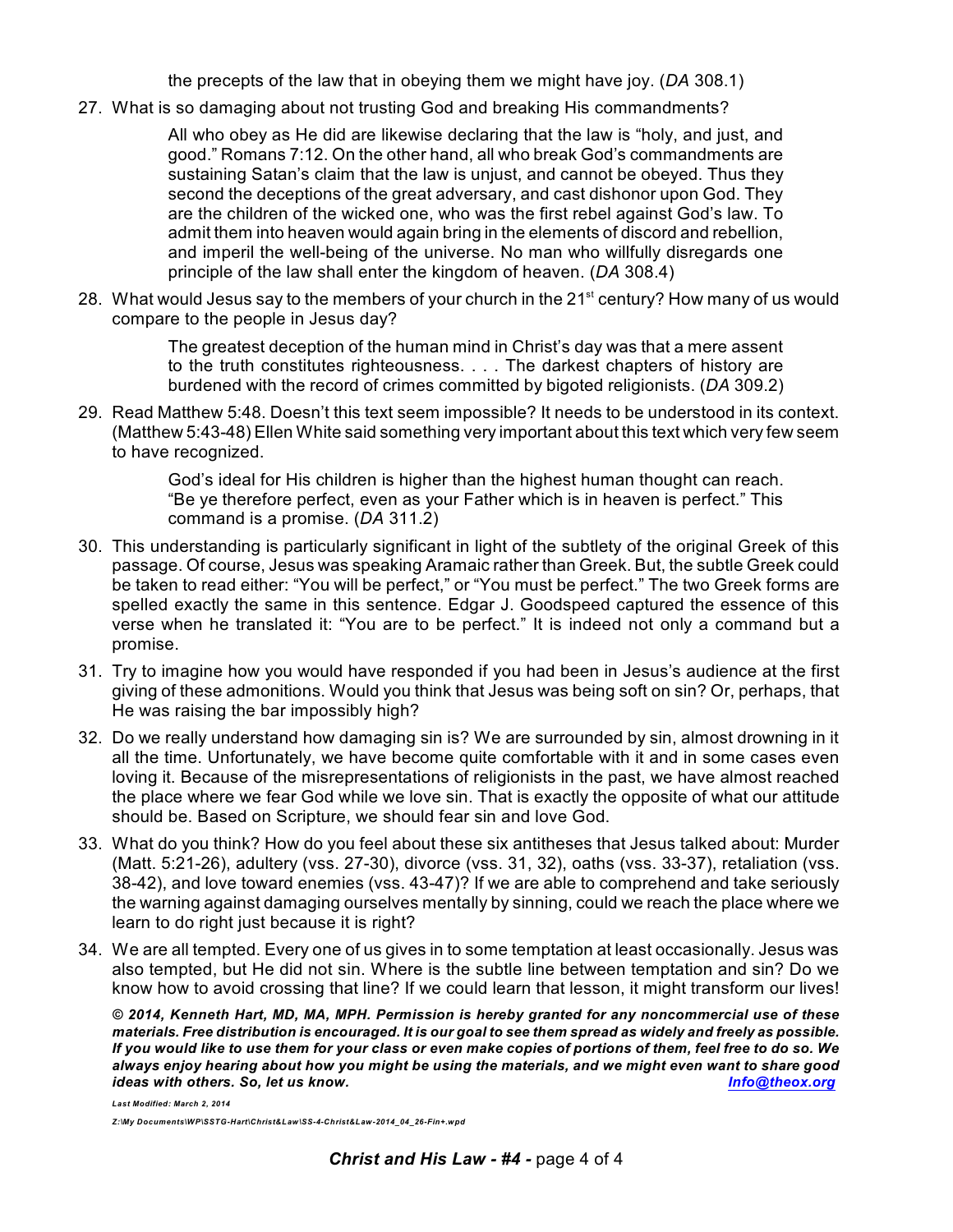the precepts of the law that in obeying them we might have joy. (*DA* 308.1)

27. What is so damaging about not trusting God and breaking His commandments?

    > All who obey as He did are likewise declaring that the law is "holy, and just, and good." Romans 7:12. On the other hand, all who break God's commandments are sustaining Satan's claim that the law is unjust, and cannot be obeyed. Thus they second the deceptions of the great adversary, and cast dishonor upon God. They are the children of the wicked one, who was the first rebel against God's law. To admit them into heaven would again bring in the elements of discord and rebellion, and imperil the well-being of the universe. No man who willfully disregards one principle of the law shall enter the kingdom of heaven. (*DA* 308.4)

28. What would Jesus say to the members of your church in the 21st century? How many of us would compare to the people in Jesus day?

    > The greatest deception of the human mind in Christ's day was that a mere assent to the truth constitutes righteousness. . . . The darkest chapters of history are burdened with the record of crimes committed by bigoted religionists. (*DA* 309.2)

29. Read Matthew 5:48. Doesn't this text seem impossible? It needs to be understood in its context. (Matthew 5:43-48) Ellen White said something very important about this text which very few seem to have recognized.

    > God's ideal for His children is higher than the highest human thought can reach. "Be ye therefore perfect, even as your Father which is in heaven is perfect." This command is a promise. (*DA* 311.2)

30. This understanding is particularly significant in light of the subtlety of the original Greek of this passage. Of course, Jesus was speaking Aramaic rather than Greek. But, the subtle Greek could be taken to read either: "You will be perfect," or "You must be perfect." The two Greek forms are spelled exactly the same in this sentence. Edgar J. Goodspeed captured the essence of this verse when he translated it: "You are to be perfect." It is indeed not only a command but a promise.

31. Try to imagine how you would have responded if you had been in Jesus's audience at the first giving of these admonitions. Would you think that Jesus was being soft on sin? Or, perhaps, that He was raising the bar impossibly high?

32. Do we really understand how damaging sin is? We are surrounded by sin, almost drowning in it all the time. Unfortunately, we have become quite comfortable with it and in some cases even loving it. Because of the misrepresentations of religionists in the past, we have almost reached the place where we fear God while we love sin. That is exactly the opposite of what our attitude should be. Based on Scripture, we should fear sin and love God.

33. What do you think? How do you feel about these six antitheses that Jesus talked about: Murder (Matt. 5:21-26), adultery (vss. 27-30), divorce (vss. 31, 32), oaths (vss. 33-37), retaliation (vss. 38-42), and love toward enemies (vss. 43-47)? If we are able to comprehend and take seriously the warning against damaging ourselves mentally by sinning, could we reach the place where we learn to do right just because it is right?

34. We are all tempted. Every one of us gives in to some temptation at least occasionally. Jesus was also tempted, but He did not sin. Where is the subtle line between temptation and sin? Do we know how to avoid crossing that line? If we could learn that lesson, it might transform our lives!

***© 2014, Kenneth Hart, MD, MA, MPH. Permission is hereby granted for any noncommercial use of these materials. Free distribution is encouraged. It is our goal to see them spread as widely and freely as possible. If you would like to use them for your class or even make copies of portions of them, feel free to do so. We always enjoy hearing about how you might be using the materials, and we might even want to share good ideas with others. So, let us know.*** [***Info@theox.org***](mailto:Info@theox.org)

***Last Modified: March 2, 2014***

***Z:\My Documents\WP\SSTG-Hart\Christ&Law\SS-4-Christ&Law-2014_04_26-Fin+.wpd***